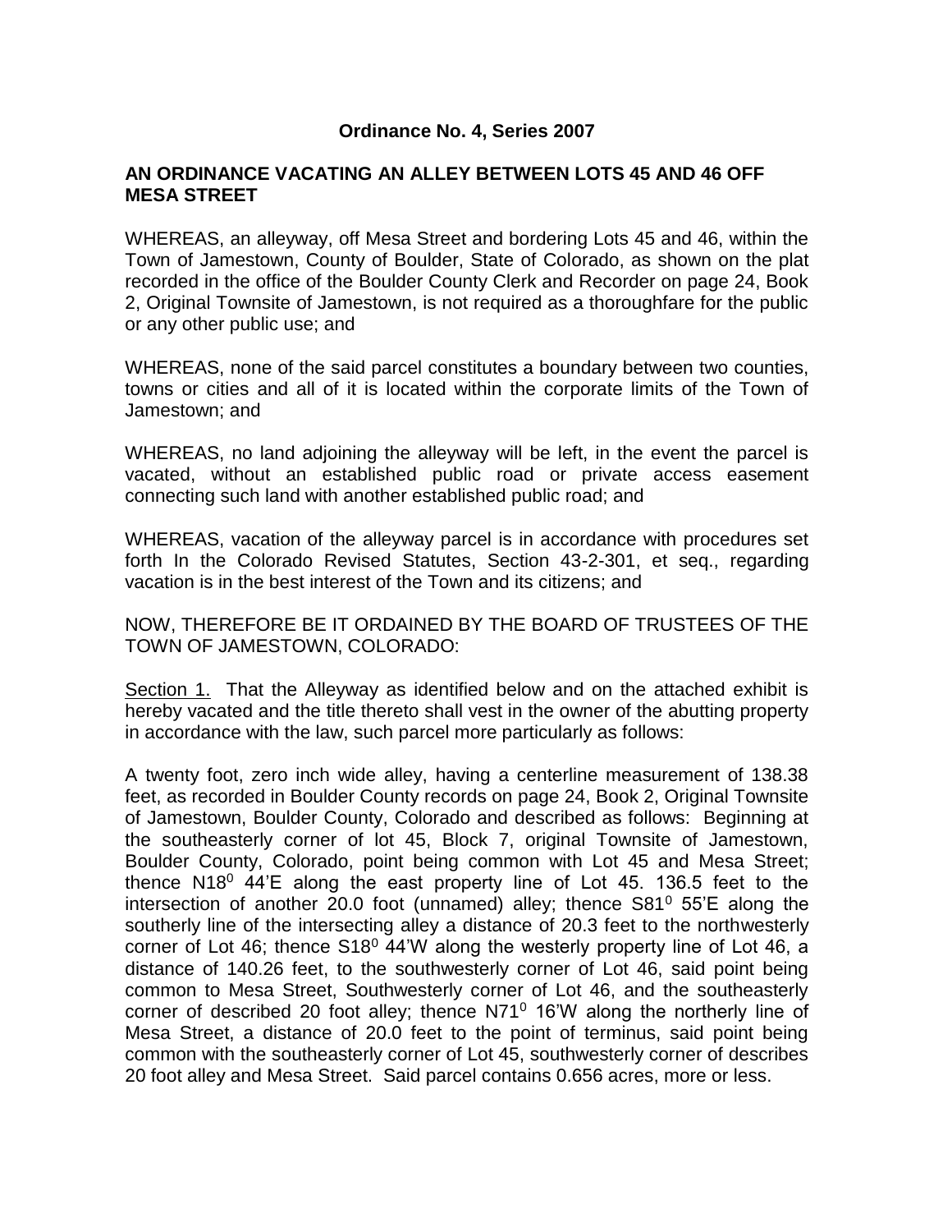**Ordinance No. 4, Series 2007**

**AN ORDINANCE VACATING AN ALLEY BETWEEN LOTS 45 AND 46 OFF MESA STREET**

WHEREAS, an alleyway, off Mesa Street and bordering Lots 45 and 46, within the Town of Jamestown, County of Boulder, State of Colorado, as shown on the plat recorded in the office of the Boulder County Clerk and Recorder on page 24, Book 2, Original Townsite of Jamestown, is not required as a thoroughfare for the public or any other public use; and

WHEREAS, none of the said parcel constitutes a boundary between two counties, towns or cities and all of it is located within the corporate limits of the Town of Jamestown; and

WHEREAS, no land adjoining the alleyway will be left, in the event the parcel is vacated, without an established public road or private access easement connecting such land with another established public road; and

WHEREAS, vacation of the alleyway parcel is in accordance with procedures set forth In the Colorado Revised Statutes, Section 43-2-301, et seq., regarding vacation is in the best interest of the Town and its citizens; and

NOW, THEREFORE BE IT ORDAINED BY THE BOARD OF TRUSTEES OF THE TOWN OF JAMESTOWN, COLORADO:

Section 1. That the Alleyway as identified below and on the attached exhibit is hereby vacated and the title thereto shall vest in the owner of the abutting property in accordance with the law, such parcel more particularly as follows:

A twenty foot, zero inch wide alley, having a centerline measurement of 138.38 feet, as recorded in Boulder County records on page 24, Book 2, Original Townsite of Jamestown, Boulder County, Colorado and described as follows: Beginning at the southeasterly corner of lot 45, Block 7, original Townsite of Jamestown, Boulder County, Colorado, point being common with Lot 45 and Mesa Street; thence N18$^0$ 44'E along the east property line of Lot 45. 136.5 feet to the intersection of another 20.0 foot (unnamed) alley; thence S81$^0$ 55'E along the southerly line of the intersecting alley a distance of 20.3 feet to the northwesterly corner of Lot 46; thence S18$^0$ 44'W along the westerly property line of Lot 46, a distance of 140.26 feet, to the southwesterly corner of Lot 46, said point being common to Mesa Street, Southwesterly corner of Lot 46, and the southeasterly corner of described 20 foot alley; thence N71$^0$ 16'W along the northerly line of Mesa Street, a distance of 20.0 feet to the point of terminus, said point being common with the southeasterly corner of Lot 45, southwesterly corner of describes 20 foot alley and Mesa Street. Said parcel contains 0.656 acres, more or less.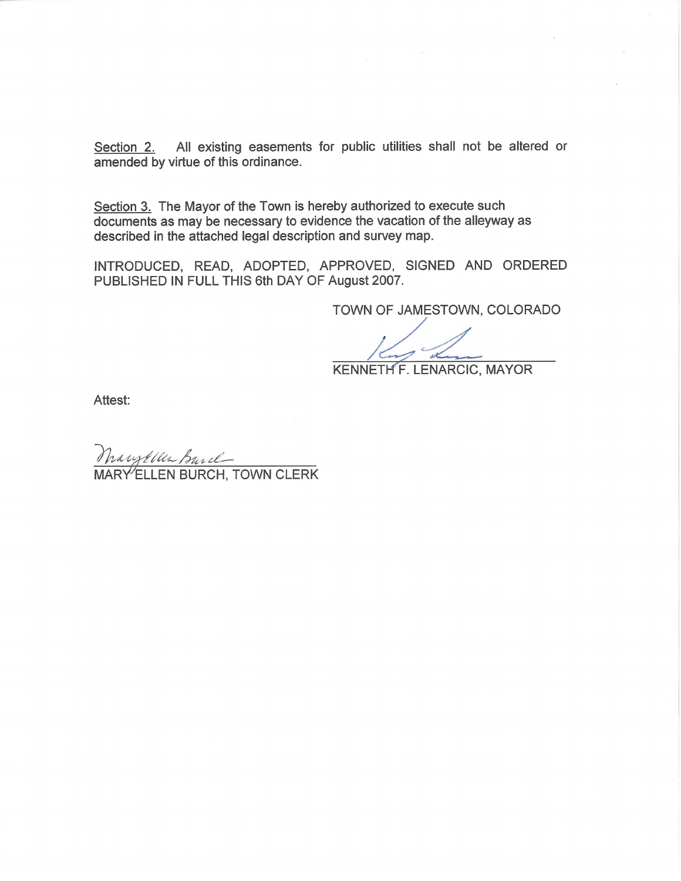<u>Section 2.</u> All existing easements for public utilities shall not be altered or amended by virtue of this ordinance.

<u>Section 3.</u> The Mayor of the Town is hereby authorized to execute such documents as may be necessary to evidence the vacation of the alleyway as described in the attached legal description and survey map.

INTRODUCED, READ, ADOPTED, APPROVED, SIGNED AND ORDERED PUBLISHED IN FULL THIS 6th DAY OF August 2007.

TOWN OF JAMESTOWN, COLORADO

KENNETH F. LENARCIC, MAYOR

Attest:

MARY ELLEN BURCH, TOWN CLERK